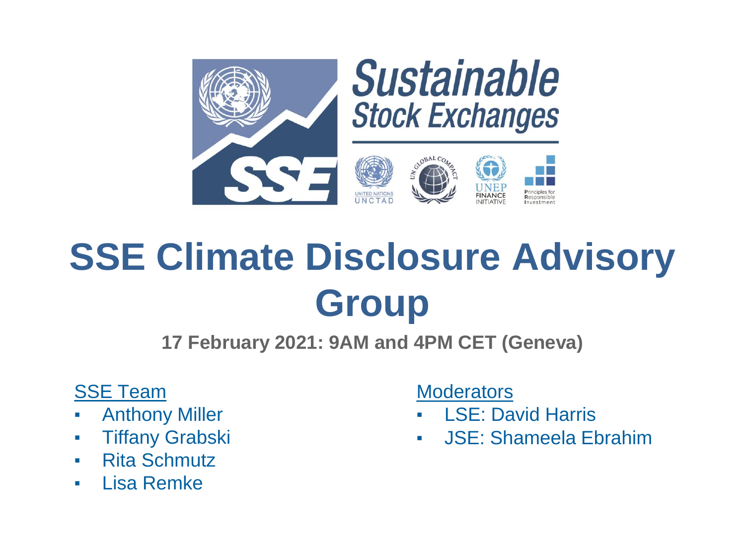# SSE Climate Disclosure Advisory Group

**17 February 2021: 9AM and 4PM CET (Geneva)**

SSE Team

- Anthony Miller
- Tiffany Grabski
- Rita Schmutz
- Lisa Remke

Moderators

- LSE: David Harris
- JSE: Shameela Ebrahim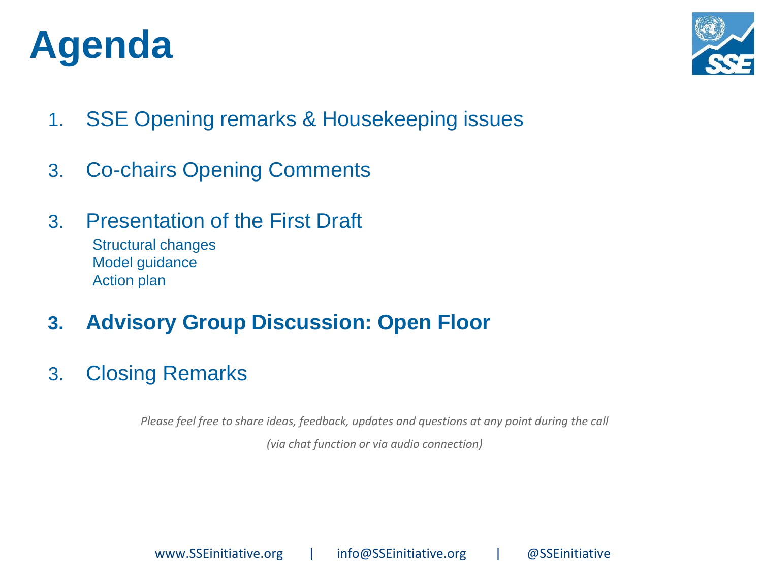# Agenda

1. SSE Opening remarks & Housekeeping issues

3. Co-chairs Opening Comments

3. Presentation of the First Draft
   - Structural changes
   - Model guidance
   - Action plan

**3. Advisory Group Discussion: Open Floor**

3. Closing Remarks

*Please feel free to share ideas, feedback, updates and questions at any point during the call*

*(via chat function or via audio connection)*

www.SSEinitiative.org | info@SSEinitiative.org | @SSEinitiative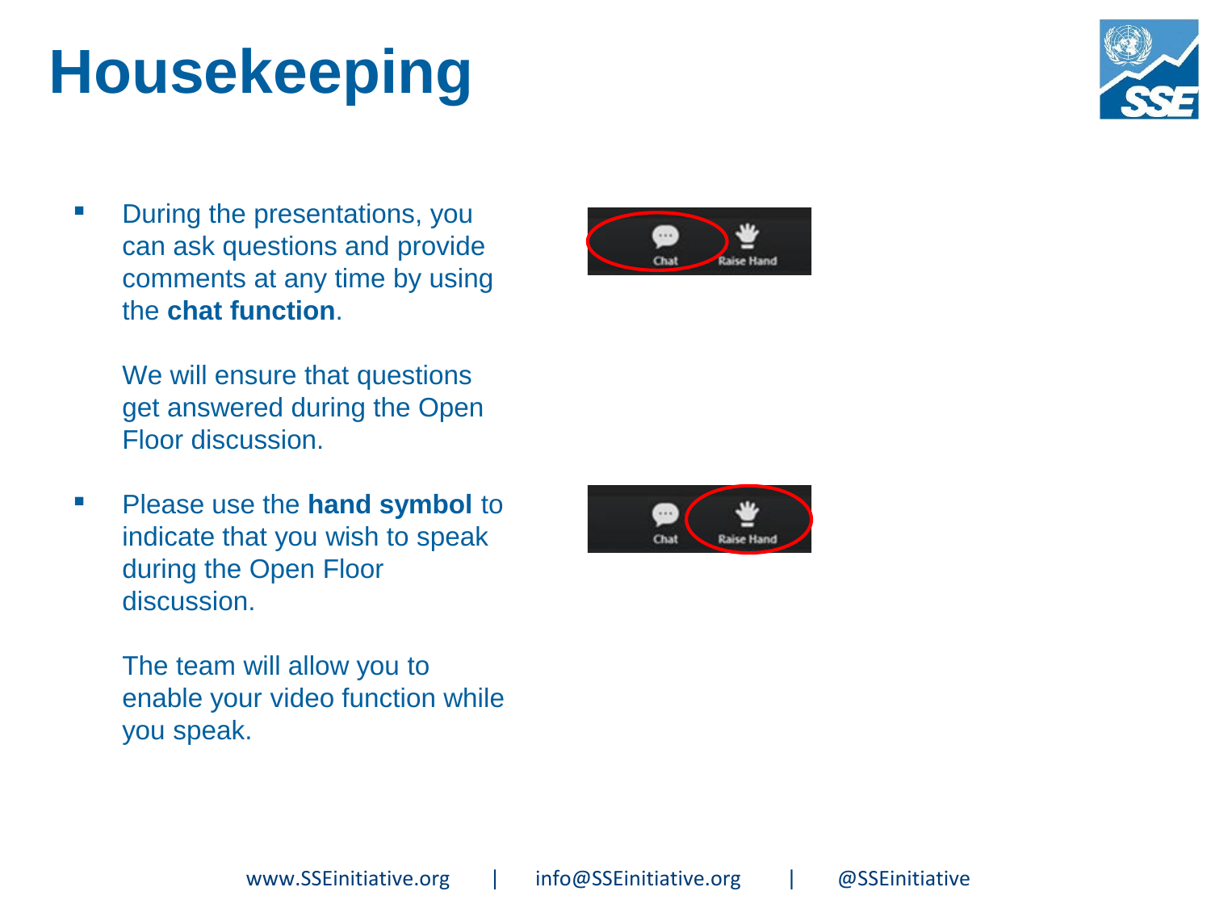# Housekeeping

- During the presentations, you can ask questions and provide comments at any time by using the **chat function**.

  We will ensure that questions get answered during the Open Floor discussion.

- Please use the **hand symbol** to indicate that you wish to speak during the Open Floor discussion.

  The team will allow you to enable your video function while you speak.

www.SSEinitiative.org | info@SSEinitiative.org | @SSEinitiative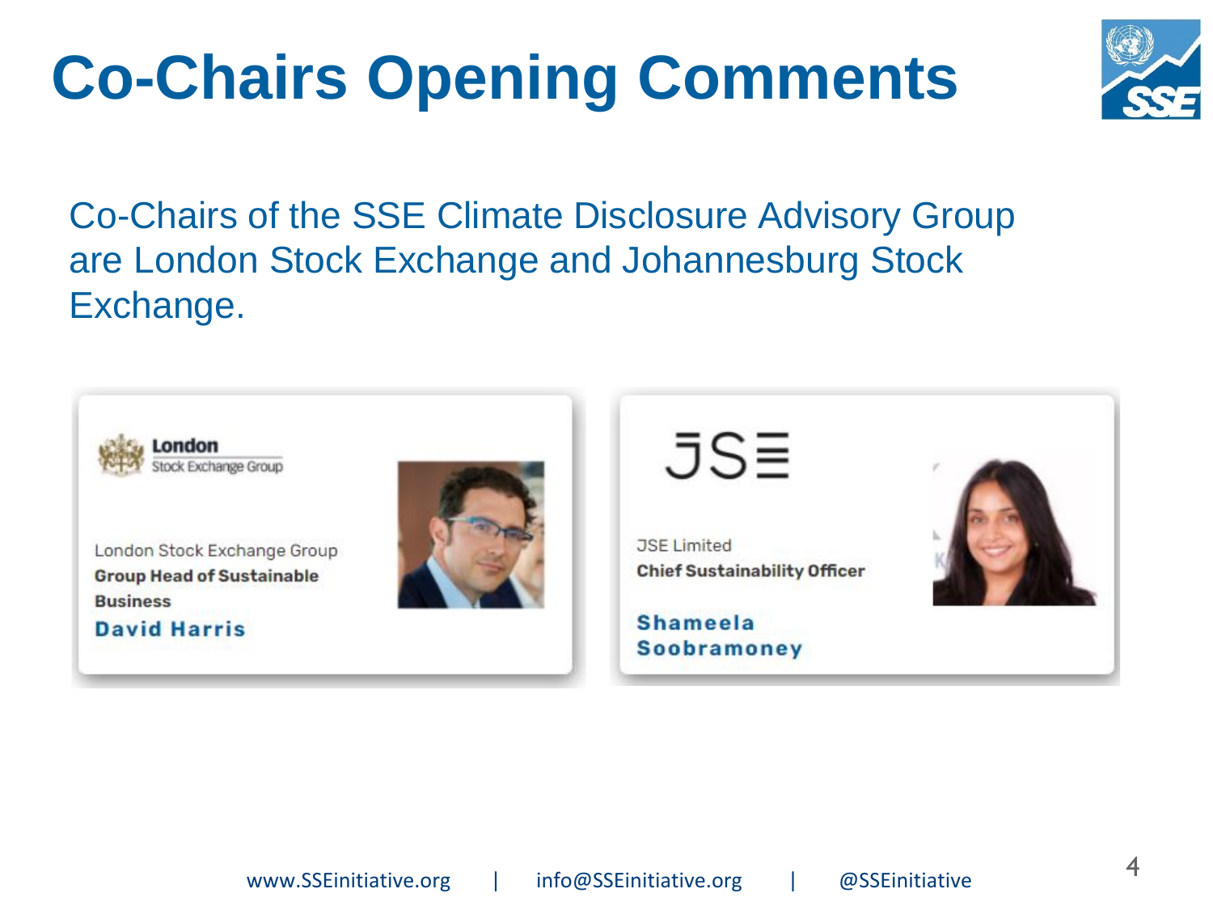# Co-Chairs Opening Comments

Co-Chairs of the SSE Climate Disclosure Advisory Group are London Stock Exchange and Johannesburg Stock Exchange.

London Stock Exchange Group

London Stock Exchange Group
**Group Head of Sustainable Business**
**David Harris**

JSE

JSE Limited
**Chief Sustainability Officer**
**Shameela Soobramoney**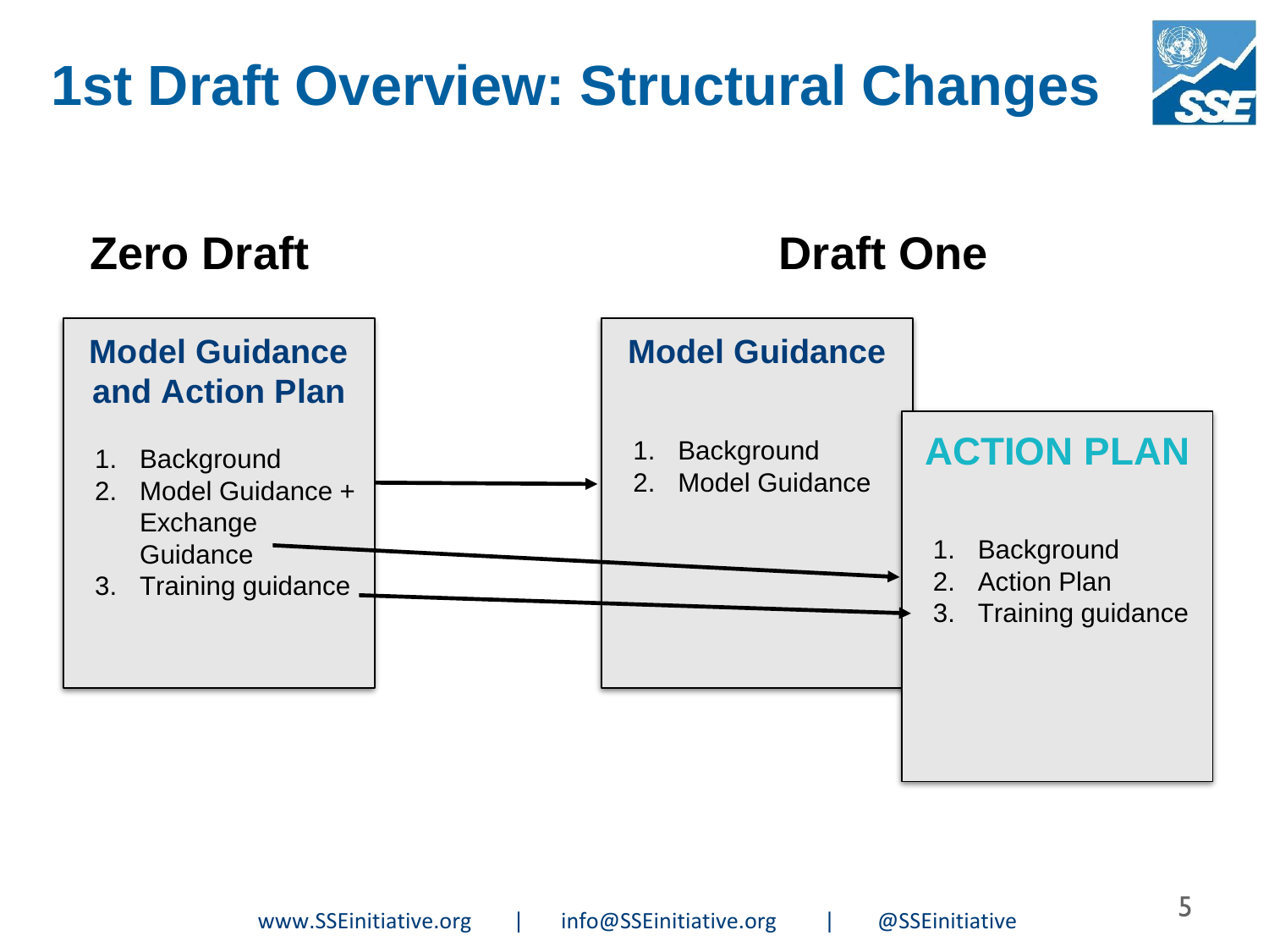# 1st Draft Overview: Structural Changes

## Zero Draft

### Model Guidance and Action Plan

1. Background
2. Model Guidance + Exchange Guidance
3. Training guidance

## Draft One

### Model Guidance

1. Background
2. Model Guidance

### ACTION PLAN

1. Background
2. Action Plan
3. Training guidance

www.SSEinitiative.org | info@SSEinitiative.org | @SSEinitiative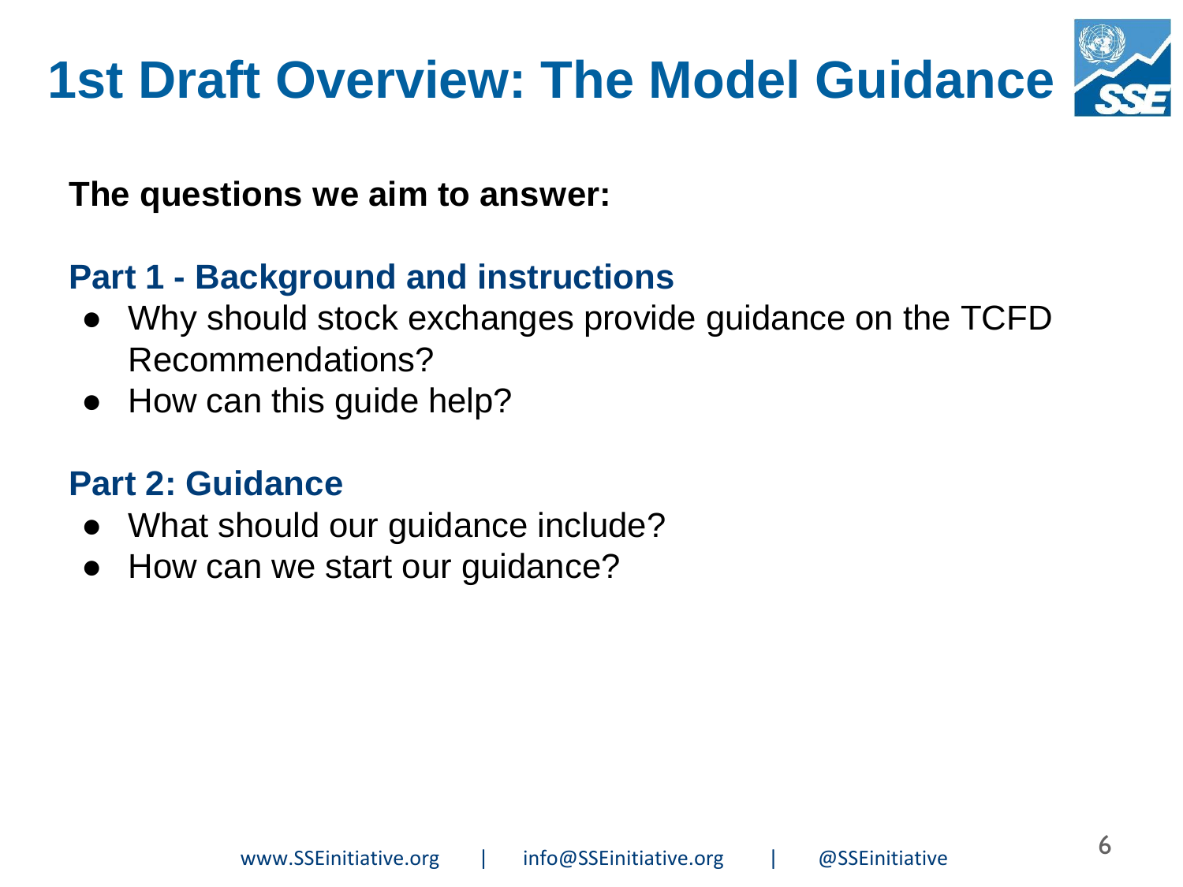# 1st Draft Overview: The Model Guidance

**The questions we aim to answer:**

## Part 1 - Background and instructions

- Why should stock exchanges provide guidance on the TCFD Recommendations?
- How can this guide help?

## Part 2: Guidance

- What should our guidance include?
- How can we start our guidance?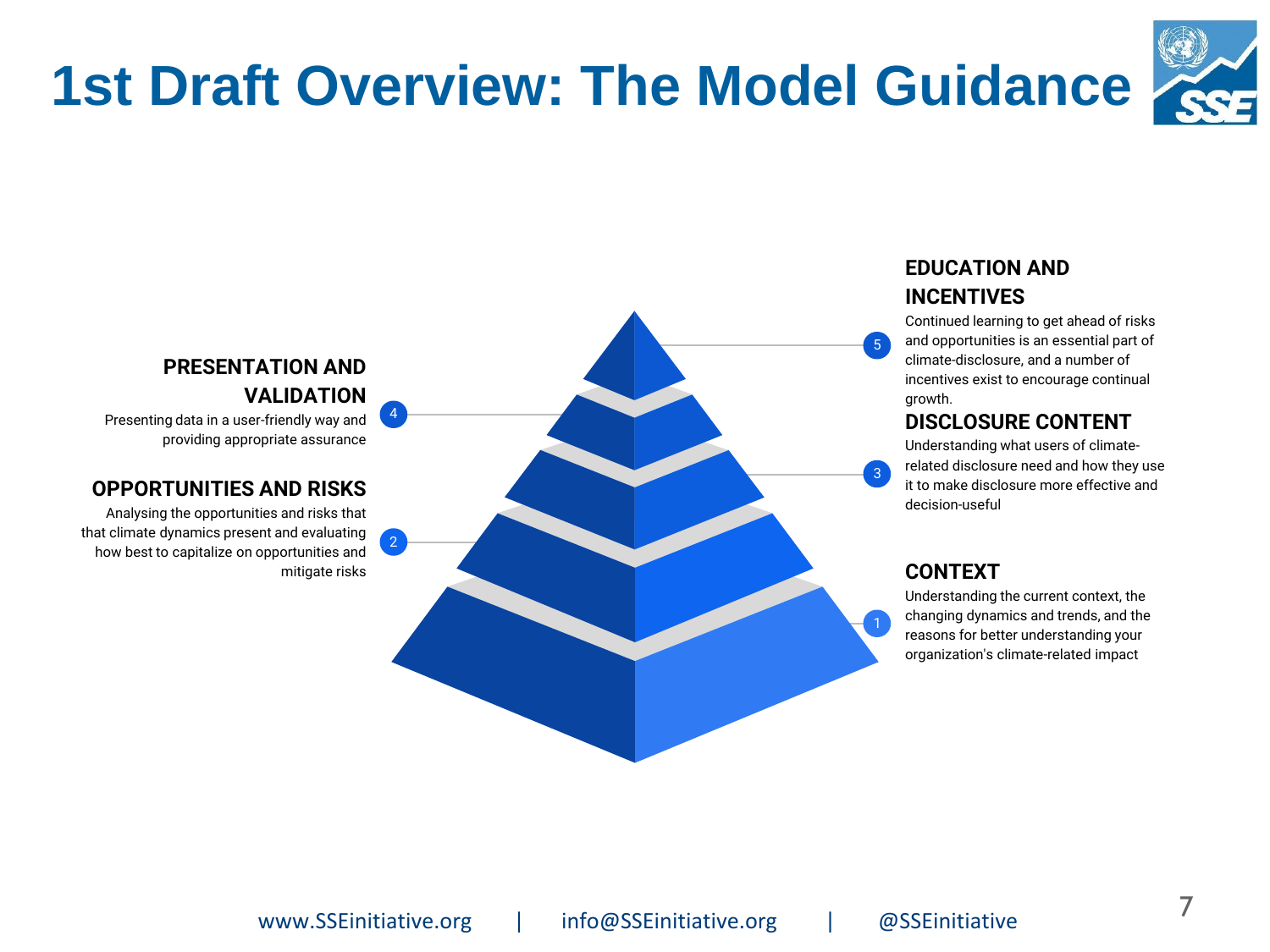# 1st Draft Overview: The Model Guidance

1. **CONTEXT**
   Understanding the current context, the changing dynamics and trends, and the reasons for better understanding your organization's climate-related impact

2. **OPPORTUNITIES AND RISKS**
   Analysing the opportunities and risks that that climate dynamics present and evaluating how best to capitalize on opportunities and mitigate risks

3. **DISCLOSURE CONTENT**
   Understanding what users of climate-related disclosure need and how they use it to make disclosure more effective and decision-useful

4. **PRESENTATION AND VALIDATION**
   Presenting data in a user-friendly way and providing appropriate assurance

5. **EDUCATION AND INCENTIVES**
   Continued learning to get ahead of risks and opportunities is an essential part of climate-disclosure, and a number of incentives exist to encourage continual growth.

www.SSEinitiative.org | info@SSEinitiative.org | @SSEinitiative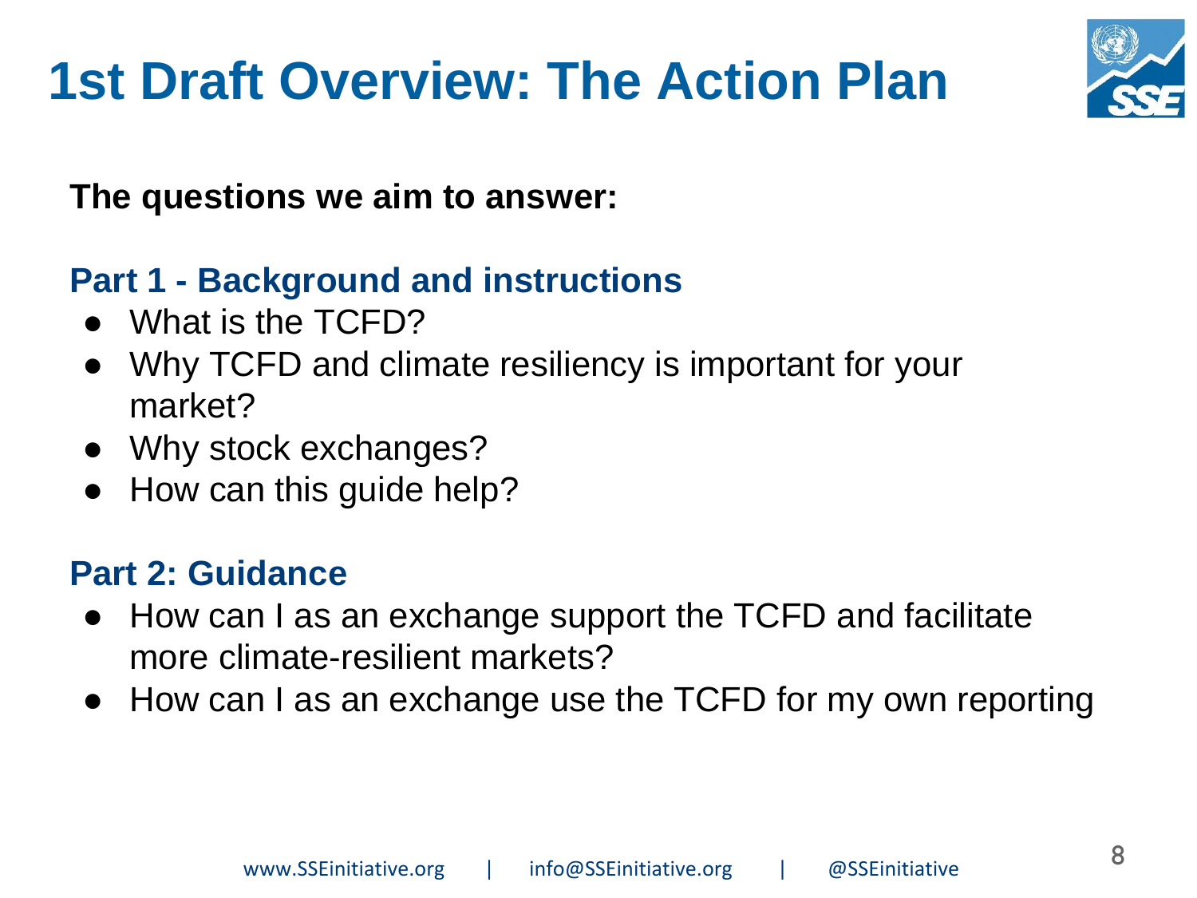# 1st Draft Overview: The Action Plan

**The questions we aim to answer:**

## Part 1 - Background and instructions

- What is the TCFD?
- Why TCFD and climate resiliency is important for your market?
- Why stock exchanges?
- How can this guide help?

## Part 2: Guidance

- How can I as an exchange support the TCFD and facilitate more climate-resilient markets?
- How can I as an exchange use the TCFD for my own reporting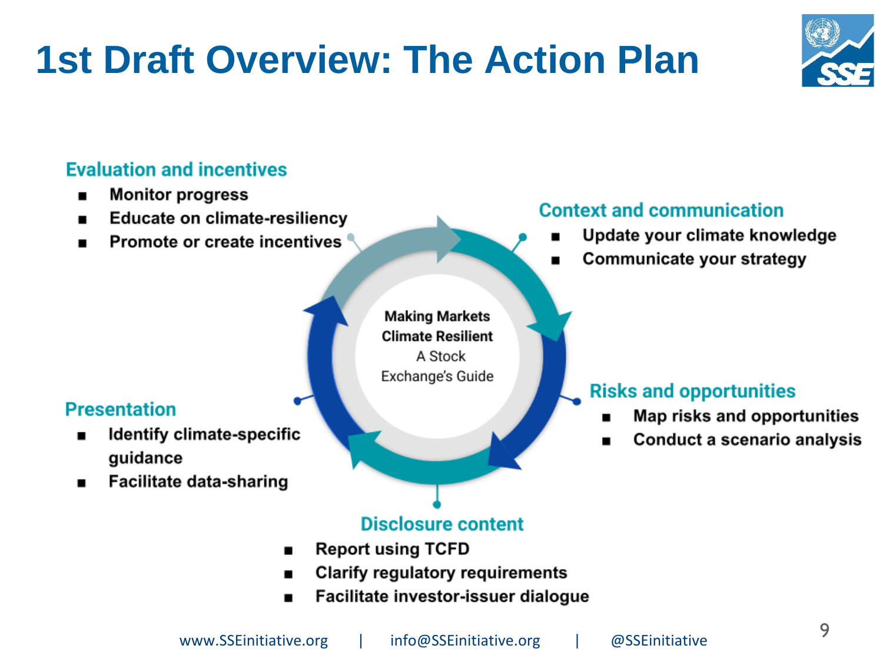# 1st Draft Overview: The Action Plan

**Making Markets Climate Resilient**
A Stock Exchange's Guide

### Context and communication

- Update your climate knowledge
- Communicate your strategy

### Risks and opportunities

- Map risks and opportunities
- Conduct a scenario analysis

### Disclosure content

- Report using TCFD
- Clarify regulatory requirements
- Facilitate investor-issuer dialogue

### Presentation

- Identify climate-specific guidance
- Facilitate data-sharing

### Evaluation and incentives

- Monitor progress
- Educate on climate-resiliency
- Promote or create incentives

www.SSEinitiative.org | info@SSEinitiative.org | @SSEinitiative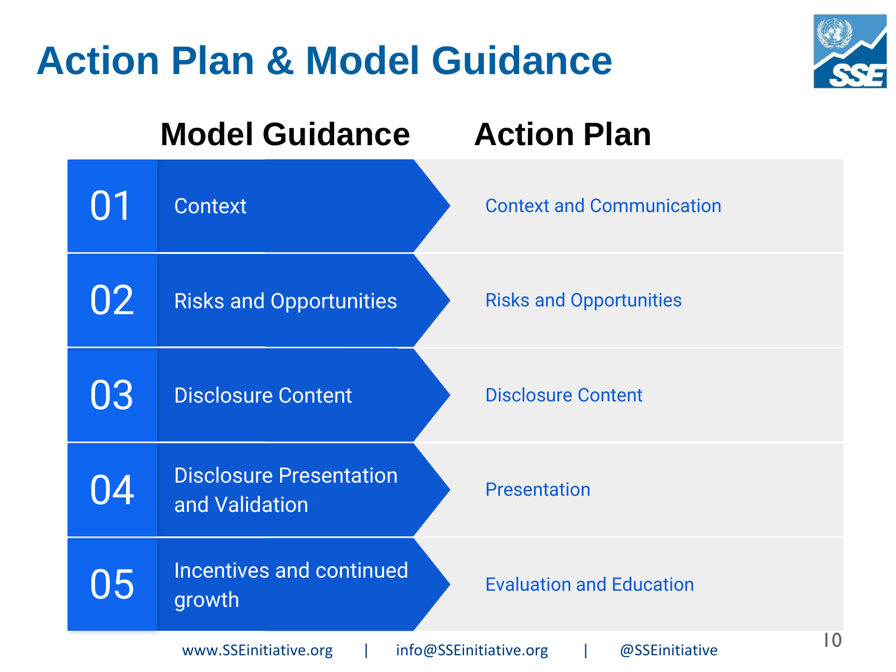# Action Plan & Model Guidance

| | Model Guidance | Action Plan |
| --- | --- | --- |
| 01 | Context | Context and Communication |
| 02 | Risks and Opportunities | Risks and Opportunities |
| 03 | Disclosure Content | Disclosure Content |
| 04 | Disclosure Presentation and Validation | Presentation |
| 05 | Incentives and continued growth | Evaluation and Education |

www.SSEinitiative.org | info@SSEinitiative.org | @SSEinitiative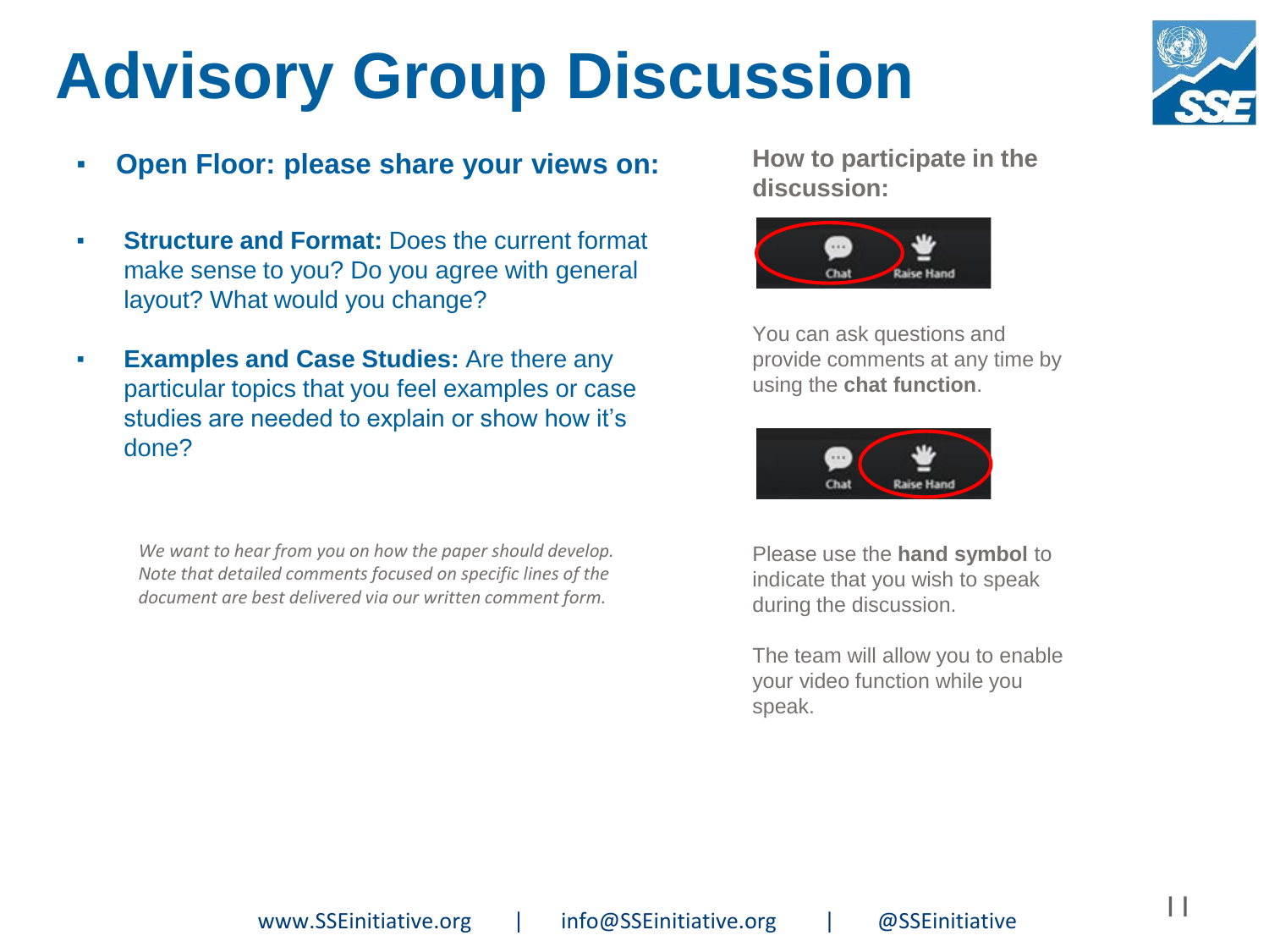# Advisory Group Discussion

- **Open Floor: please share your views on:**

- **Structure and Format:** Does the current format make sense to you? Do you agree with general layout? What would you change?

- **Examples and Case Studies:** Are there any particular topics that you feel examples or case studies are needed to explain or show how it's done?

*We want to hear from you on how the paper should develop. Note that detailed comments focused on specific lines of the document are best delivered via our written comment form.*

**How to participate in the discussion:**

You can ask questions and provide comments at any time by using the **chat function**.

Please use the **hand symbol** to indicate that you wish to speak during the discussion.

The team will allow you to enable your video function while you speak.

www.SSEinitiative.org | info@SSEinitiative.org | @SSEinitiative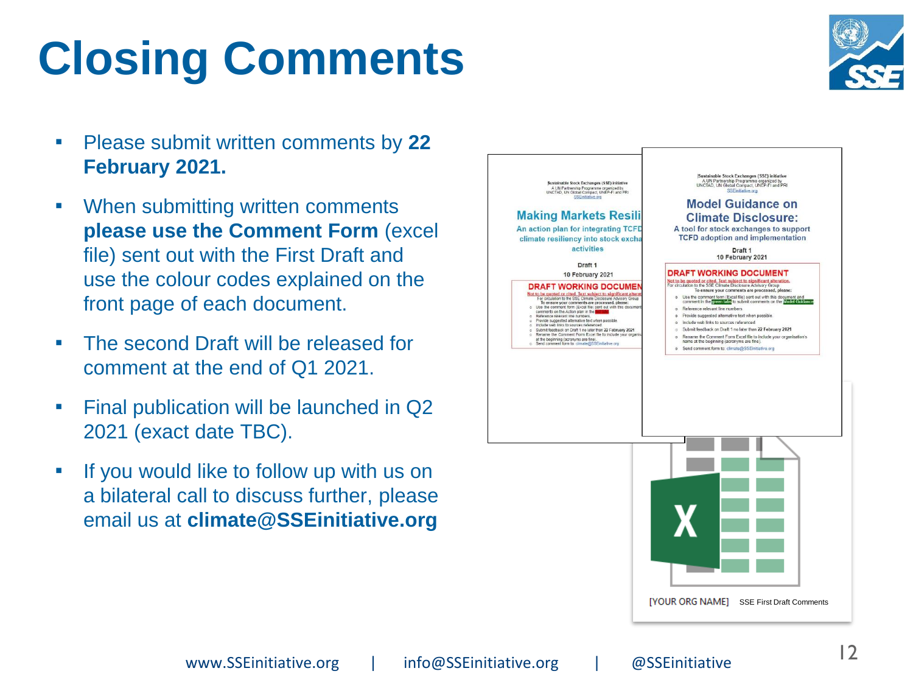# Closing Comments

- Please submit written comments by **22 February 2021.**
- When submitting written comments **please use the Comment Form** (excel file) sent out with the First Draft and use the colour codes explained on the front page of each document.
- The second Draft will be released for comment at the end of Q1 2021.
- Final publication will be launched in Q2 2021 (exact date TBC).
- If you would like to follow up with us on a bilateral call to discuss further, please email us at **climate@SSEinitiative.org**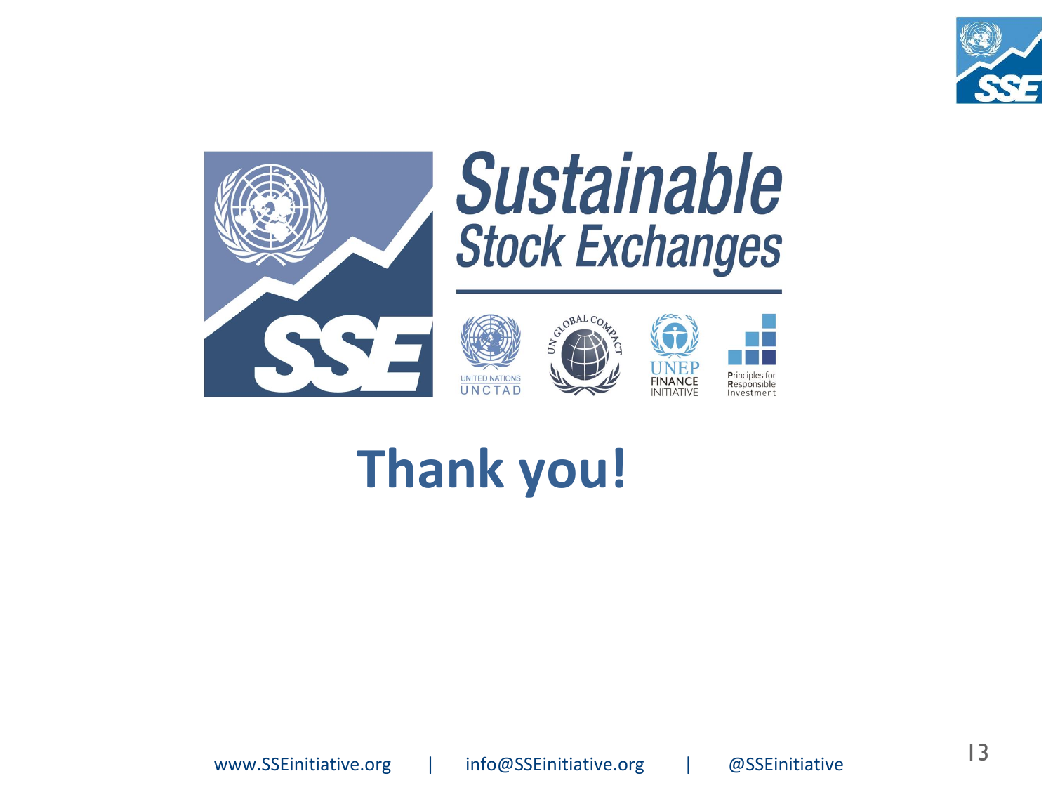# Thank you!

www.SSEinitiative.org | info@SSEinitiative.org | @SSEinitiative